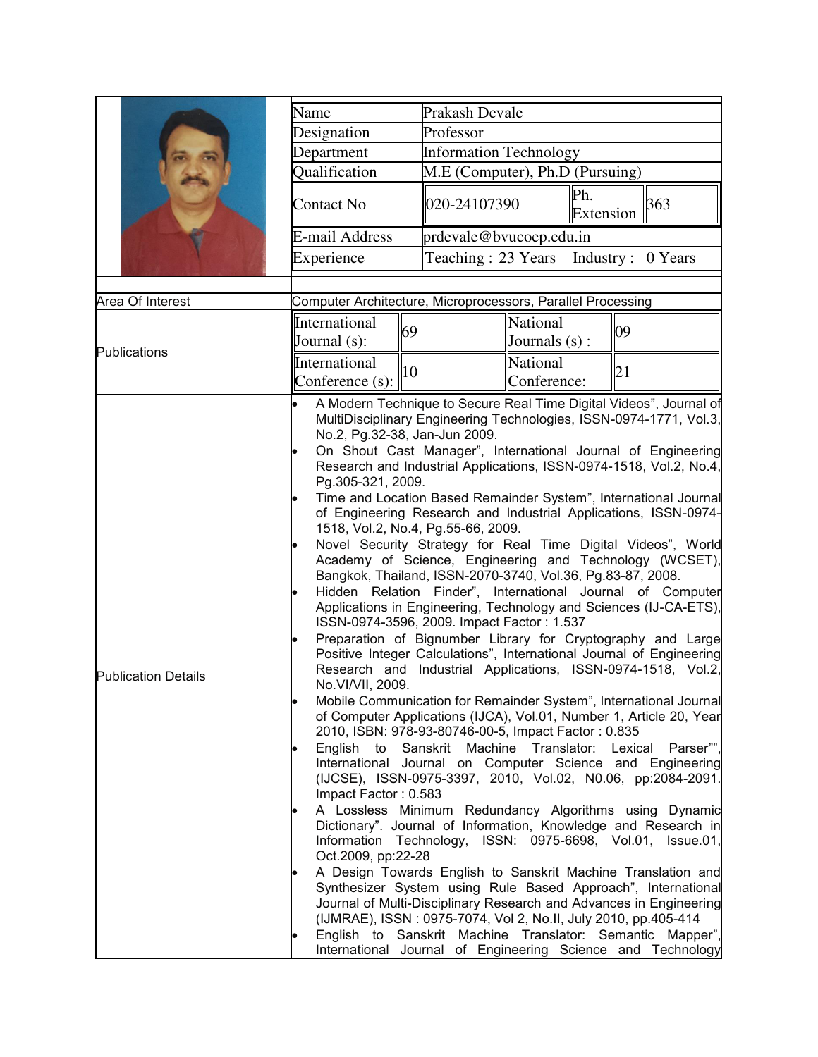| Name | Prakash Devale | | |
|---|---|---|---|
| Designation | Professor | | |
| Department | Information Technology | | |
| Qualification | M.E (Computer), Ph.D (Pursuing) | | |
| Contact No | 020-24107390 | Ph. Extension | 363 |
| E-mail Address | prdevale@bvucoep.edu.in | | |
| Experience | Teaching : 23 Years Industry : 0 Years | | |

| Area Of Interest | Computer Architecture, Microprocessors, Parallel Processing | | | |
|---|---|---|---|---|
| Publications | International Journal (s): | 69 | National Journals (s) : | 09 |
| | International Conference (s): | 10 | National Conference: | 21 |

**Publication Details**

- A Modern Technique to Secure Real Time Digital Videos", Journal of MultiDisciplinary Engineering Technologies, ISSN-0974-1771, Vol.3, No.2, Pg.32-38, Jan-Jun 2009.
- On Shout Cast Manager", International Journal of Engineering Research and Industrial Applications, ISSN-0974-1518, Vol.2, No.4, Pg.305-321, 2009.
- Time and Location Based Remainder System", International Journal of Engineering Research and Industrial Applications, ISSN-0974-1518, Vol.2, No.4, Pg.55-66, 2009.
- Novel Security Strategy for Real Time Digital Videos", World Academy of Science, Engineering and Technology (WCSET), Bangkok, Thailand, ISSN-2070-3740, Vol.36, Pg.83-87, 2008.
- Hidden Relation Finder", International Journal of Computer Applications in Engineering, Technology and Sciences (IJ-CA-ETS), ISSN-0974-3596, 2009. Impact Factor : 1.537
- Preparation of Bignumber Library for Cryptography and Large Positive Integer Calculations", International Journal of Engineering Research and Industrial Applications, ISSN-0974-1518, Vol.2, No.VI/VII, 2009.
- Mobile Communication for Remainder System", International Journal of Computer Applications (IJCA), Vol.01, Number 1, Article 20, Year 2010, ISBN: 978-93-80746-00-5, Impact Factor : 0.835
- English to Sanskrit Machine Translator: Lexical Parser"", International Journal on Computer Science and Engineering (IJCSE), ISSN-0975-3397, 2010, Vol.02, N0.06, pp:2084-2091. Impact Factor : 0.583
- A Lossless Minimum Redundancy Algorithms using Dynamic Dictionary". Journal of Information, Knowledge and Research in Information Technology, ISSN: 0975-6698, Vol.01, Issue.01, Oct.2009, pp:22-28
- A Design Towards English to Sanskrit Machine Translation and Synthesizer System using Rule Based Approach", International Journal of Multi-Disciplinary Research and Advances in Engineering (IJMRAE), ISSN : 0975-7074, Vol 2, No.II, July 2010, pp.405-414
- English to Sanskrit Machine Translator: Semantic Mapper", International Journal of Engineering Science and Technology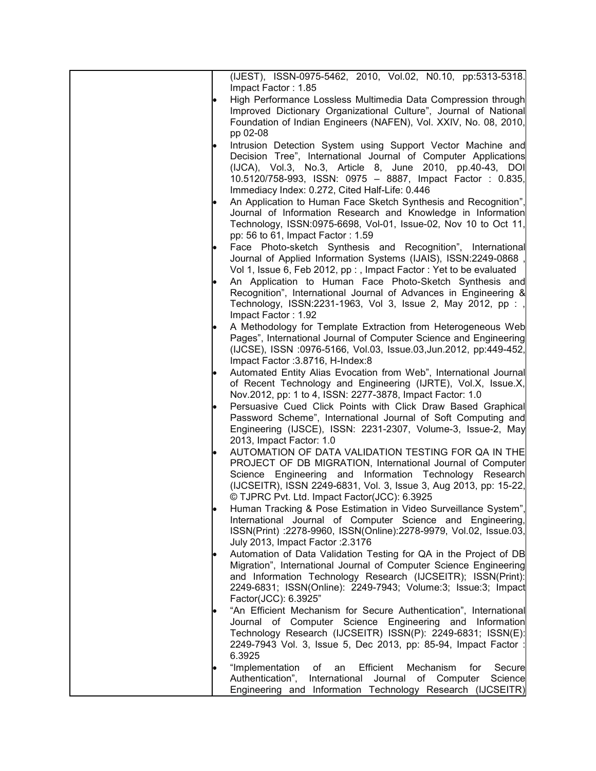| | (IJEST), ISSN-0975-5462, 2010, Vol.02, N0.10, pp:5313-5318. Impact Factor : 1.85<br>• High Performance Lossless Multimedia Data Compression through Improved Dictionary Organizational Culture", Journal of National Foundation of Indian Engineers (NAFEN), Vol. XXIV, No. 08, 2010, pp 02-08<br>• Intrusion Detection System using Support Vector Machine and Decision Tree", International Journal of Computer Applications (IJCA), Vol.3, No.3, Article 8, June 2010, pp.40-43, DOI 10.5120/758-993, ISSN: 0975 – 8887, Impact Factor : 0.835, Immediacy Index: 0.272, Cited Half-Life: 0.446<br>• An Application to Human Face Sketch Synthesis and Recognition", Journal of Information Research and Knowledge in Information Technology, ISSN:0975-6698, Vol-01, Issue-02, Nov 10 to Oct 11, pp: 56 to 61, Impact Factor : 1.59<br>• Face Photo-sketch Synthesis and Recognition", International Journal of Applied Information Systems (IJAIS), ISSN:2249-0868 , Vol 1, Issue 6, Feb 2012, pp : , Impact Factor : Yet to be evaluated<br>• An Application to Human Face Photo-Sketch Synthesis and Recognition", International Journal of Advances in Engineering & Technology, ISSN:2231-1963, Vol 3, Issue 2, May 2012, pp : , Impact Factor : 1.92<br>• A Methodology for Template Extraction from Heterogeneous Web Pages", International Journal of Computer Science and Engineering (IJCSE), ISSN :0976-5166, Vol.03, Issue.03,Jun.2012, pp:449-452, Impact Factor :3.8716, H-Index:8<br>• Automated Entity Alias Evocation from Web", International Journal of Recent Technology and Engineering (IJRTE), Vol.X, Issue.X, Nov.2012, pp: 1 to 4, ISSN: 2277-3878, Impact Factor: 1.0<br>• Persuasive Cued Click Points with Click Draw Based Graphical Password Scheme", International Journal of Soft Computing and Engineering (IJSCE), ISSN: 2231-2307, Volume-3, Issue-2, May 2013, Impact Factor: 1.0<br>• AUTOMATION OF DATA VALIDATION TESTING FOR QA IN THE PROJECT OF DB MIGRATION, International Journal of Computer Science Engineering and Information Technology Research (IJCSEITR), ISSN 2249-6831, Vol. 3, Issue 3, Aug 2013, pp: 15-22, © TJPRC Pvt. Ltd. Impact Factor(JCC): 6.3925<br>• Human Tracking & Pose Estimation in Video Surveillance System", International Journal of Computer Science and Engineering, ISSN(Print) :2278-9960, ISSN(Online):2278-9979, Vol.02, Issue.03, July 2013, Impact Factor :2.3176<br>• Automation of Data Validation Testing for QA in the Project of DB Migration", International Journal of Computer Science Engineering and Information Technology Research (IJCSEITR); ISSN(Print): 2249-6831; ISSN(Online): 2249-7943; Volume:3; Issue:3; Impact Factor(JCC): 6.3925"<br>• "An Efficient Mechanism for Secure Authentication", International Journal of Computer Science Engineering and Information Technology Research (IJCSEITR) ISSN(P): 2249-6831; ISSN(E): 2249-7943 Vol. 3, Issue 5, Dec 2013, pp: 85-94, Impact Factor : 6.3925<br>• "Implementation of an Efficient Mechanism for Secure Authentication", International Journal of Computer Science Engineering and Information Technology Research (IJCSEITR) |
|---|---|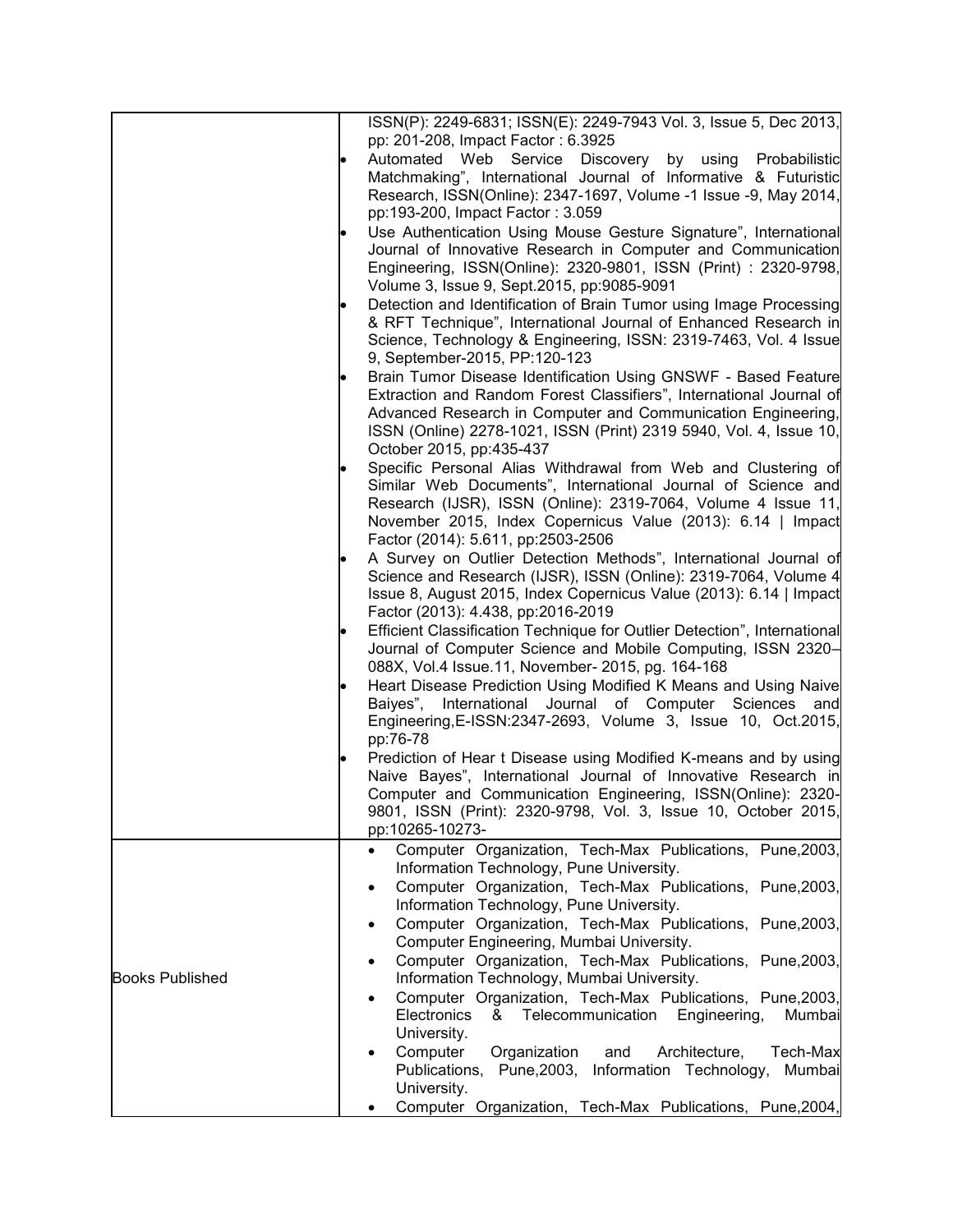| | |
|---|---|
| | ISSN(P): 2249-6831; ISSN(E): 2249-7943 Vol. 3, Issue 5, Dec 2013, pp: 201-208, Impact Factor : 6.3925<br>• Automated Web Service Discovery by using Probabilistic Matchmaking", International Journal of Informative & Futuristic Research, ISSN(Online): 2347-1697, Volume -1 Issue -9, May 2014, pp:193-200, Impact Factor : 3.059<br>• Use Authentication Using Mouse Gesture Signature", International Journal of Innovative Research in Computer and Communication Engineering, ISSN(Online): 2320-9801, ISSN (Print) : 2320-9798, Volume 3, Issue 9, Sept.2015, pp:9085-9091<br>• Detection and Identification of Brain Tumor using Image Processing & RFT Technique", International Journal of Enhanced Research in Science, Technology & Engineering, ISSN: 2319-7463, Vol. 4 Issue 9, September-2015, PP:120-123<br>• Brain Tumor Disease Identification Using GNSWF - Based Feature Extraction and Random Forest Classifiers", International Journal of Advanced Research in Computer and Communication Engineering, ISSN (Online) 2278-1021, ISSN (Print) 2319 5940, Vol. 4, Issue 10, October 2015, pp:435-437<br>• Specific Personal Alias Withdrawal from Web and Clustering of Similar Web Documents", International Journal of Science and Research (IJSR), ISSN (Online): 2319-7064, Volume 4 Issue 11, November 2015, Index Copernicus Value (2013): 6.14 \| Impact Factor (2014): 5.611, pp:2503-2506<br>• A Survey on Outlier Detection Methods", International Journal of Science and Research (IJSR), ISSN (Online): 2319-7064, Volume 4 Issue 8, August 2015, Index Copernicus Value (2013): 6.14 \| Impact Factor (2013): 4.438, pp:2016-2019<br>• Efficient Classification Technique for Outlier Detection", International Journal of Computer Science and Mobile Computing, ISSN 2320–088X, Vol.4 Issue.11, November- 2015, pg. 164-168<br>• Heart Disease Prediction Using Modified K Means and Using Naive Baiyes", International Journal of Computer Sciences and Engineering,E-ISSN:2347-2693, Volume 3, Issue 10, Oct.2015, pp:76-78<br>• Prediction of Hear t Disease using Modified K-means and by using Naive Bayes", International Journal of Innovative Research in Computer and Communication Engineering, ISSN(Online): 2320-9801, ISSN (Print): 2320-9798, Vol. 3, Issue 10, October 2015, pp:10265-10273- |
| Books Published | • Computer Organization, Tech-Max Publications, Pune,2003, Information Technology, Pune University.<br>• Computer Organization, Tech-Max Publications, Pune,2003, Information Technology, Pune University.<br>• Computer Organization, Tech-Max Publications, Pune,2003, Computer Engineering, Mumbai University.<br>• Computer Organization, Tech-Max Publications, Pune,2003, Information Technology, Mumbai University.<br>• Computer Organization, Tech-Max Publications, Pune,2003, Electronics & Telecommunication Engineering, Mumbai University.<br>• Computer Organization and Architecture, Tech-Max Publications, Pune,2003, Information Technology, Mumbai University.<br>• Computer Organization, Tech-Max Publications, Pune,2004, |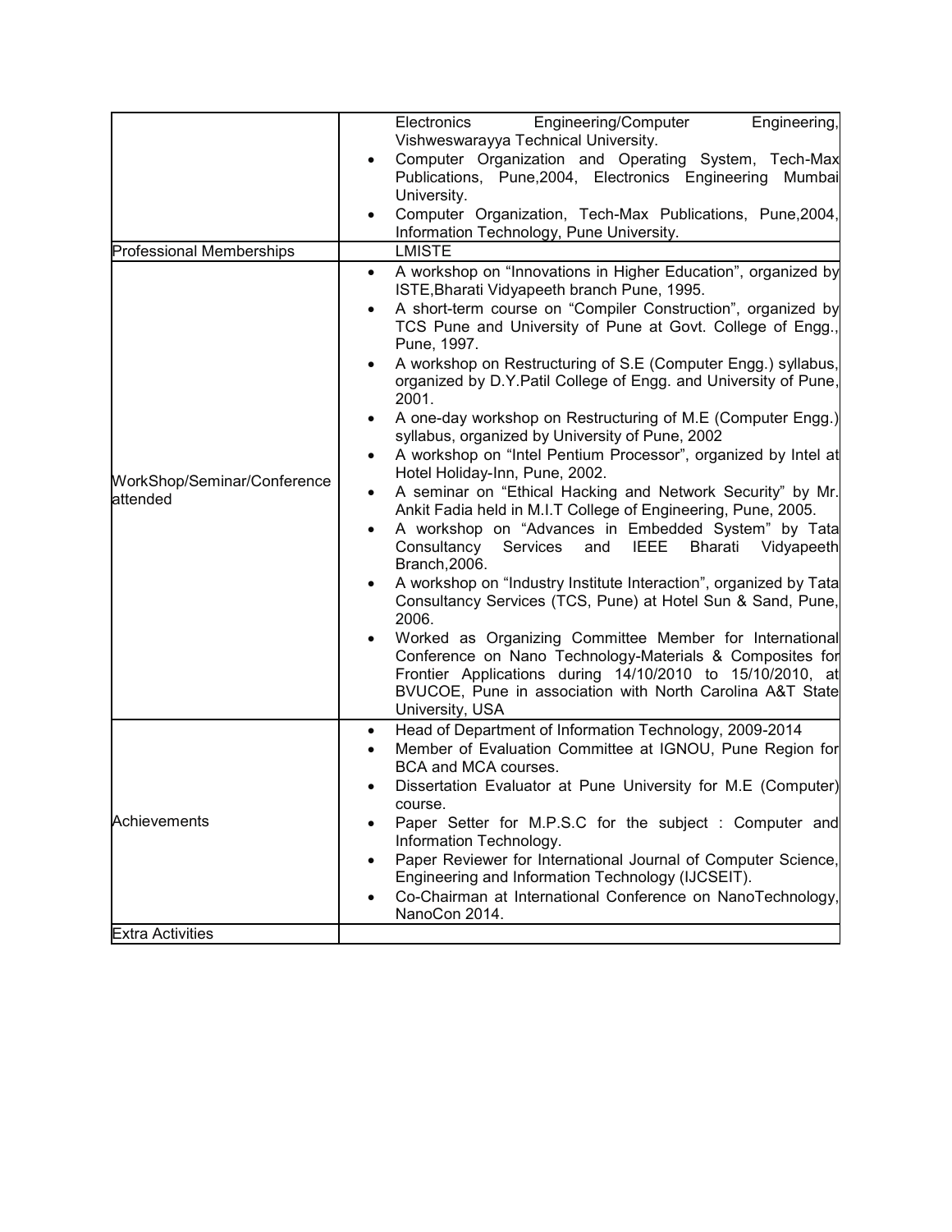| | |
|---|---|
| | Electronics Engineering/Computer Engineering, Vishweswarayya Technical University.<br>• Computer Organization and Operating System, Tech-Max Publications, Pune,2004, Electronics Engineering Mumbai University.<br>• Computer Organization, Tech-Max Publications, Pune,2004, Information Technology, Pune University. |
| Professional Memberships | LMISTE |
| WorkShop/Seminar/Conference attended | • A workshop on "Innovations in Higher Education", organized by ISTE,Bharati Vidyapeeth branch Pune, 1995.<br>• A short-term course on "Compiler Construction", organized by TCS Pune and University of Pune at Govt. College of Engg., Pune, 1997.<br>• A workshop on Restructuring of S.E (Computer Engg.) syllabus, organized by D.Y.Patil College of Engg. and University of Pune, 2001.<br>• A one-day workshop on Restructuring of M.E (Computer Engg.) syllabus, organized by University of Pune, 2002<br>• A workshop on "Intel Pentium Processor", organized by Intel at Hotel Holiday-Inn, Pune, 2002.<br>• A seminar on "Ethical Hacking and Network Security" by Mr. Ankit Fadia held in M.I.T College of Engineering, Pune, 2005.<br>• A workshop on "Advances in Embedded System" by Tata Consultancy Services and IEEE Bharati Vidyapeeth Branch,2006.<br>• A workshop on "Industry Institute Interaction", organized by Tata Consultancy Services (TCS, Pune) at Hotel Sun & Sand, Pune, 2006.<br>• Worked as Organizing Committee Member for International Conference on Nano Technology-Materials & Composites for Frontier Applications during 14/10/2010 to 15/10/2010, at BVUCOE, Pune in association with North Carolina A&T State University, USA |
| Achievements | • Head of Department of Information Technology, 2009-2014<br>• Member of Evaluation Committee at IGNOU, Pune Region for BCA and MCA courses.<br>• Dissertation Evaluator at Pune University for M.E (Computer) course.<br>• Paper Setter for M.P.S.C for the subject : Computer and Information Technology.<br>• Paper Reviewer for International Journal of Computer Science, Engineering and Information Technology (IJCSEIT).<br>• Co-Chairman at International Conference on NanoTechnology, NanoCon 2014. |
| Extra Activities | |